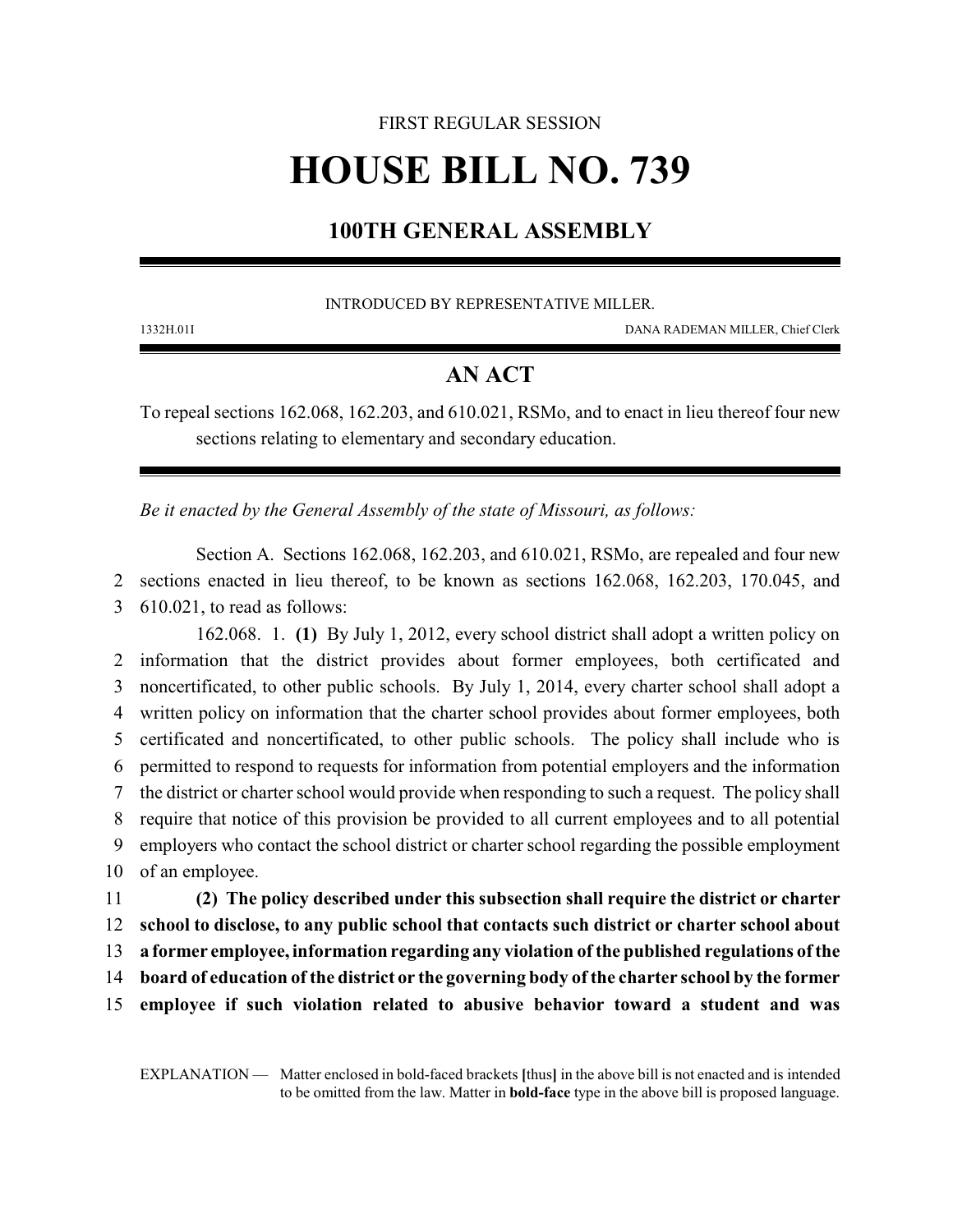FIRST REGULAR SESSION

# HOUSE BILL NO. 739

## 100TH GENERAL ASSEMBLY

INTRODUCED BY REPRESENTATIVE MILLER.

1332H.01I DANA RADEMAN MILLER, Chief Clerk

## AN ACT

To repeal sections 162.068, 162.203, and 610.021, RSMo, and to enact in lieu thereof four new sections relating to elementary and secondary education.

*Be it enacted by the General Assembly of the state of Missouri, as follows:*

Section A. Sections 162.068, 162.203, and 610.021, RSMo, are repealed and four new sections enacted in lieu thereof, to be known as sections 162.068, 162.203, 170.045, and 610.021, to read as follows:

162.068. 1. **(1)** By July 1, 2012, every school district shall adopt a written policy on information that the district provides about former employees, both certificated and noncertificated, to other public schools. By July 1, 2014, every charter school shall adopt a written policy on information that the charter school provides about former employees, both certificated and noncertificated, to other public schools. The policy shall include who is permitted to respond to requests for information from potential employers and the information the district or charter school would provide when responding to such a request. The policy shall require that notice of this provision be provided to all current employees and to all potential employers who contact the school district or charter school regarding the possible employment of an employee.

**(2) The policy described under this subsection shall require the district or charter school to disclose, to any public school that contacts such district or charter school about a former employee, information regarding any violation of the published regulations of the board of education of the district or the governing body of the charter school by the former employee if such violation related to abusive behavior toward a student and was**

EXPLANATION — Matter enclosed in bold-faced brackets **[**thus**]** in the above bill is not enacted and is intended to be omitted from the law. Matter in **bold-face** type in the above bill is proposed language.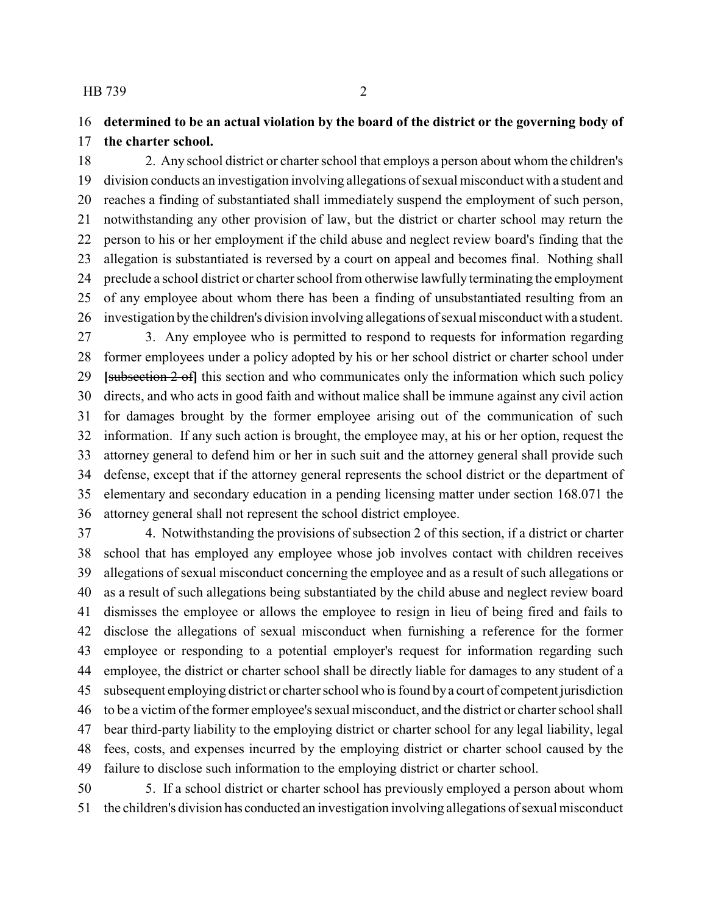**determined to be an actual violation by the board of the district or the governing body of the charter school.**

2. Any school district or charter school that employs a person about whom the children's division conducts an investigation involving allegations of sexual misconduct with a student and reaches a finding of substantiated shall immediately suspend the employment of such person, notwithstanding any other provision of law, but the district or charter school may return the person to his or her employment if the child abuse and neglect review board's finding that the allegation is substantiated is reversed by a court on appeal and becomes final. Nothing shall preclude a school district or charter school from otherwise lawfully terminating the employment of any employee about whom there has been a finding of unsubstantiated resulting from an investigation by the children's division involving allegations of sexual misconduct with a student.

3. Any employee who is permitted to respond to requests for information regarding former employees under a policy adopted by his or her school district or charter school under **[**~~subsection 2 of~~**]** this section and who communicates only the information which such policy directs, and who acts in good faith and without malice shall be immune against any civil action for damages brought by the former employee arising out of the communication of such information. If any such action is brought, the employee may, at his or her option, request the attorney general to defend him or her in such suit and the attorney general shall provide such defense, except that if the attorney general represents the school district or the department of elementary and secondary education in a pending licensing matter under section 168.071 the attorney general shall not represent the school district employee.

4. Notwithstanding the provisions of subsection 2 of this section, if a district or charter school that has employed any employee whose job involves contact with children receives allegations of sexual misconduct concerning the employee and as a result of such allegations or as a result of such allegations being substantiated by the child abuse and neglect review board dismisses the employee or allows the employee to resign in lieu of being fired and fails to disclose the allegations of sexual misconduct when furnishing a reference for the former employee or responding to a potential employer's request for information regarding such employee, the district or charter school shall be directly liable for damages to any student of a subsequent employing district or charter school who is found by a court of competent jurisdiction to be a victim of the former employee's sexual misconduct, and the district or charter school shall bear third-party liability to the employing district or charter school for any legal liability, legal fees, costs, and expenses incurred by the employing district or charter school caused by the failure to disclose such information to the employing district or charter school.

5. If a school district or charter school has previously employed a person about whom the children's division has conducted an investigation involving allegations of sexual misconduct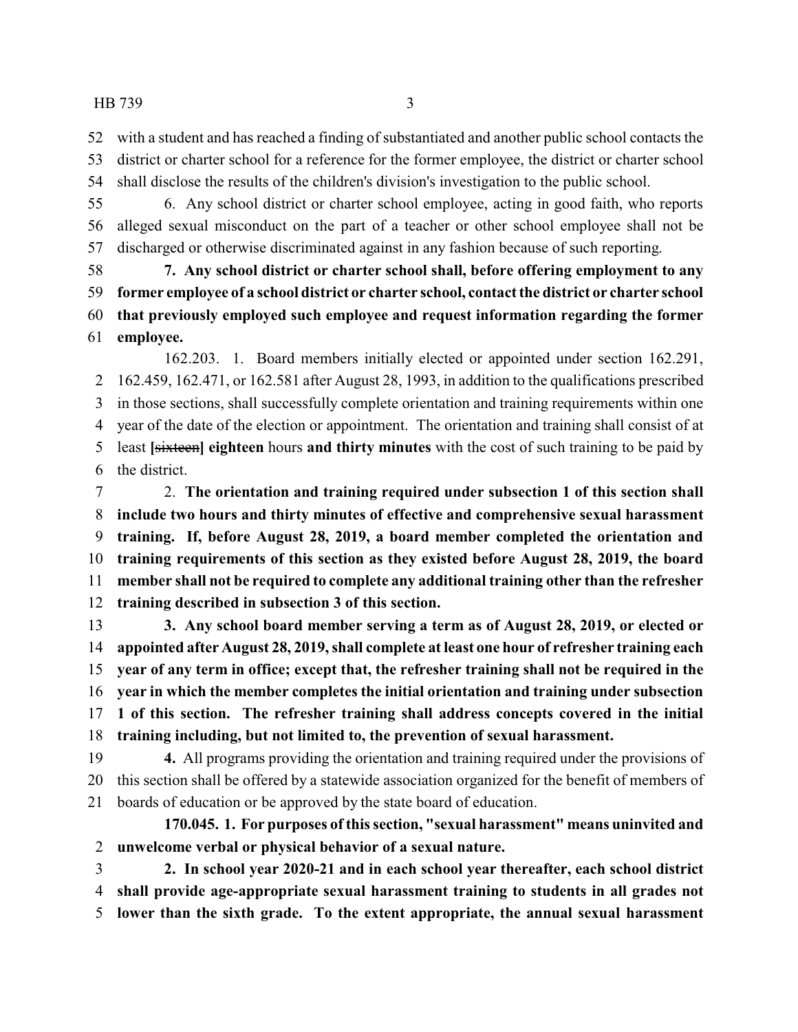with a student and has reached a finding of substantiated and another public school contacts the district or charter school for a reference for the former employee, the district or charter school shall disclose the results of the children's division's investigation to the public school.

6. Any school district or charter school employee, acting in good faith, who reports alleged sexual misconduct on the part of a teacher or other school employee shall not be discharged or otherwise discriminated against in any fashion because of such reporting.

**7. Any school district or charter school shall, before offering employment to any former employee of a school district or charter school, contact the district or charter school that previously employed such employee and request information regarding the former employee.**

162.203. 1. Board members initially elected or appointed under section 162.291, 162.459, 162.471, or 162.581 after August 28, 1993, in addition to the qualifications prescribed in those sections, shall successfully complete orientation and training requirements within one year of the date of the election or appointment. The orientation and training shall consist of at least **[**~~sixteen~~**] eighteen** hours **and thirty minutes** with the cost of such training to be paid by the district.

2. **The orientation and training required under subsection 1 of this section shall include two hours and thirty minutes of effective and comprehensive sexual harassment training. If, before August 28, 2019, a board member completed the orientation and training requirements of this section as they existed before August 28, 2019, the board member shall not be required to complete any additional training other than the refresher training described in subsection 3 of this section.**

**3. Any school board member serving a term as of August 28, 2019, or elected or appointed after August 28, 2019, shall complete at least one hour of refresher training each year of any term in office; except that, the refresher training shall not be required in the year in which the member completes the initial orientation and training under subsection 1 of this section. The refresher training shall address concepts covered in the initial training including, but not limited to, the prevention of sexual harassment.**

**4.** All programs providing the orientation and training required under the provisions of this section shall be offered by a statewide association organized for the benefit of members of boards of education or be approved by the state board of education.

**170.045. 1. For purposes of this section, "sexual harassment" means uninvited and unwelcome verbal or physical behavior of a sexual nature.**

**2. In school year 2020-21 and in each school year thereafter, each school district shall provide age-appropriate sexual harassment training to students in all grades not lower than the sixth grade. To the extent appropriate, the annual sexual harassment**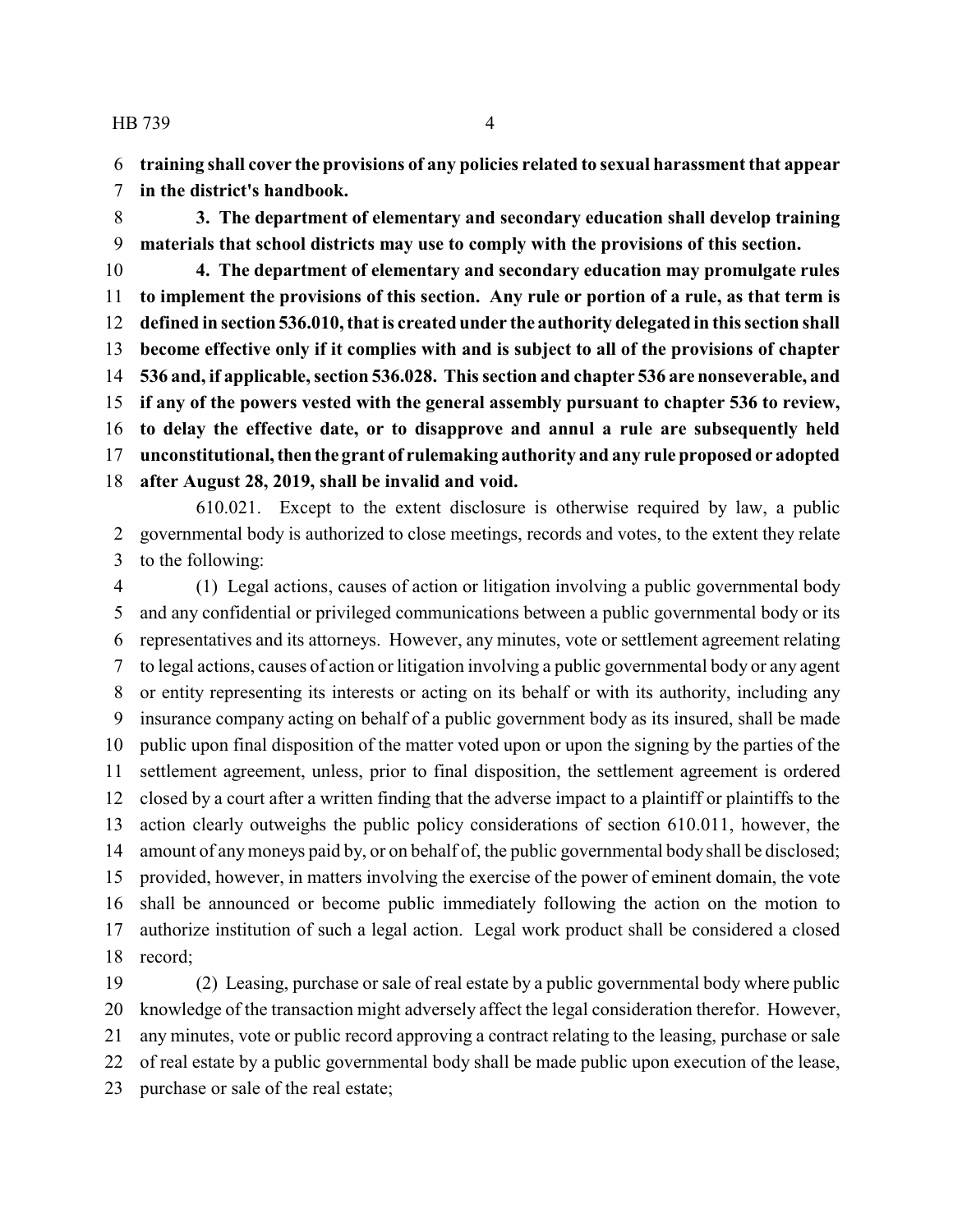**training shall cover the provisions of any policies related to sexual harassment that appear in the district's handbook.**

**3. The department of elementary and secondary education shall develop training materials that school districts may use to comply with the provisions of this section.**

**4. The department of elementary and secondary education may promulgate rules to implement the provisions of this section. Any rule or portion of a rule, as that term is defined in section 536.010, that is created under the authority delegated in this section shall become effective only if it complies with and is subject to all of the provisions of chapter 536 and, if applicable, section 536.028. This section and chapter 536 are nonseverable, and if any of the powers vested with the general assembly pursuant to chapter 536 to review, to delay the effective date, or to disapprove and annul a rule are subsequently held unconstitutional, then the grant of rulemaking authority and any rule proposed or adopted after August 28, 2019, shall be invalid and void.**

610.021. Except to the extent disclosure is otherwise required by law, a public governmental body is authorized to close meetings, records and votes, to the extent they relate to the following:

(1) Legal actions, causes of action or litigation involving a public governmental body and any confidential or privileged communications between a public governmental body or its representatives and its attorneys. However, any minutes, vote or settlement agreement relating to legal actions, causes of action or litigation involving a public governmental body or any agent or entity representing its interests or acting on its behalf or with its authority, including any insurance company acting on behalf of a public government body as its insured, shall be made public upon final disposition of the matter voted upon or upon the signing by the parties of the settlement agreement, unless, prior to final disposition, the settlement agreement is ordered closed by a court after a written finding that the adverse impact to a plaintiff or plaintiffs to the action clearly outweighs the public policy considerations of section 610.011, however, the amount of any moneys paid by, or on behalf of, the public governmental body shall be disclosed; provided, however, in matters involving the exercise of the power of eminent domain, the vote shall be announced or become public immediately following the action on the motion to authorize institution of such a legal action. Legal work product shall be considered a closed record;

(2) Leasing, purchase or sale of real estate by a public governmental body where public knowledge of the transaction might adversely affect the legal consideration therefor. However, any minutes, vote or public record approving a contract relating to the leasing, purchase or sale of real estate by a public governmental body shall be made public upon execution of the lease, purchase or sale of the real estate;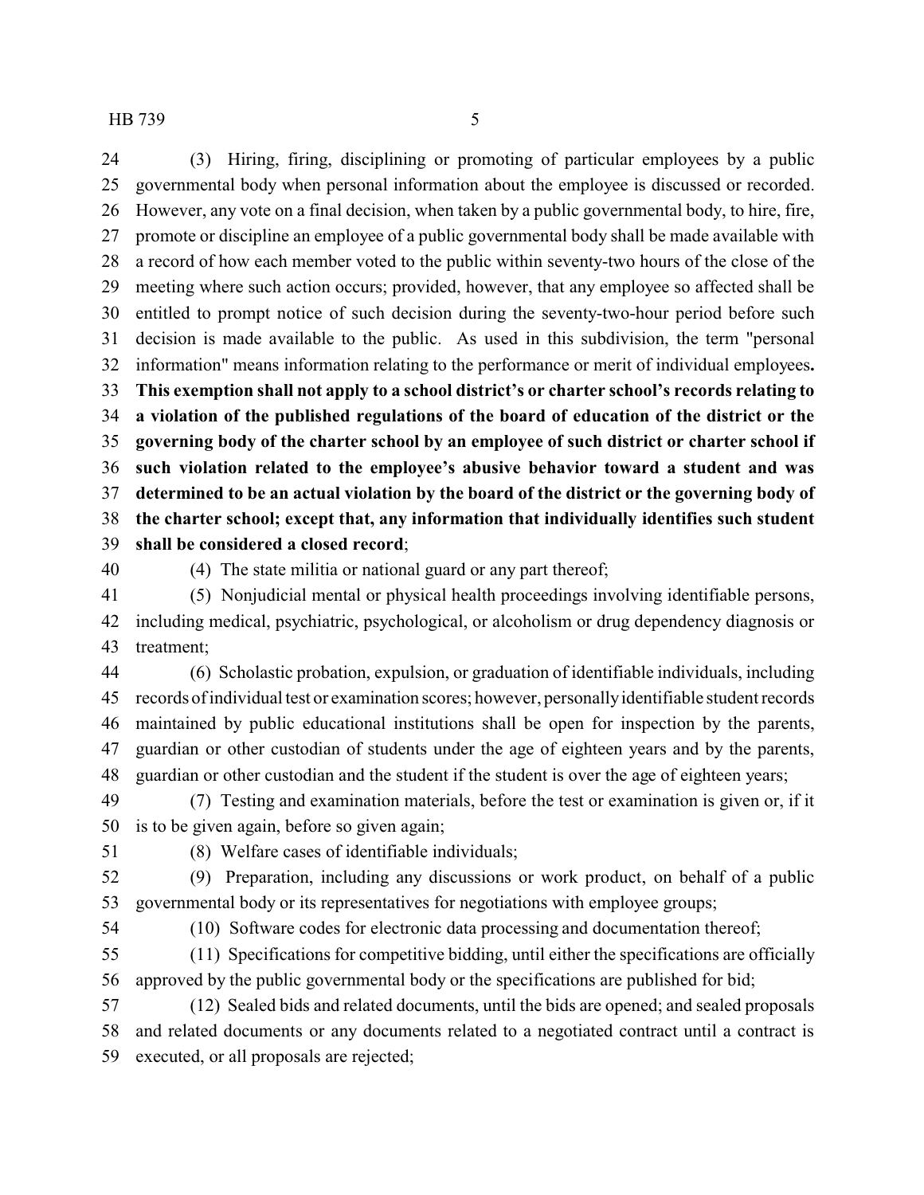(3) Hiring, firing, disciplining or promoting of particular employees by a public governmental body when personal information about the employee is discussed or recorded. However, any vote on a final decision, when taken by a public governmental body, to hire, fire, promote or discipline an employee of a public governmental body shall be made available with a record of how each member voted to the public within seventy-two hours of the close of the meeting where such action occurs; provided, however, that any employee so affected shall be entitled to prompt notice of such decision during the seventy-two-hour period before such decision is made available to the public. As used in this subdivision, the term "personal information" means information relating to the performance or merit of individual employees**. This exemption shall not apply to a school district's or charter school's records relating to a violation of the published regulations of the board of education of the district or the governing body of the charter school by an employee of such district or charter school if such violation related to the employee's abusive behavior toward a student and was determined to be an actual violation by the board of the district or the governing body of the charter school; except that, any information that individually identifies such student shall be considered a closed record**;

(4) The state militia or national guard or any part thereof;

(5) Nonjudicial mental or physical health proceedings involving identifiable persons, including medical, psychiatric, psychological, or alcoholism or drug dependency diagnosis or treatment;

(6) Scholastic probation, expulsion, or graduation of identifiable individuals, including records of individual test or examination scores; however, personally identifiable student records maintained by public educational institutions shall be open for inspection by the parents, guardian or other custodian of students under the age of eighteen years and by the parents, guardian or other custodian and the student if the student is over the age of eighteen years;

(7) Testing and examination materials, before the test or examination is given or, if it is to be given again, before so given again;

(8) Welfare cases of identifiable individuals;

(9) Preparation, including any discussions or work product, on behalf of a public governmental body or its representatives for negotiations with employee groups;

(10) Software codes for electronic data processing and documentation thereof;

(11) Specifications for competitive bidding, until either the specifications are officially approved by the public governmental body or the specifications are published for bid;

(12) Sealed bids and related documents, until the bids are opened; and sealed proposals and related documents or any documents related to a negotiated contract until a contract is executed, or all proposals are rejected;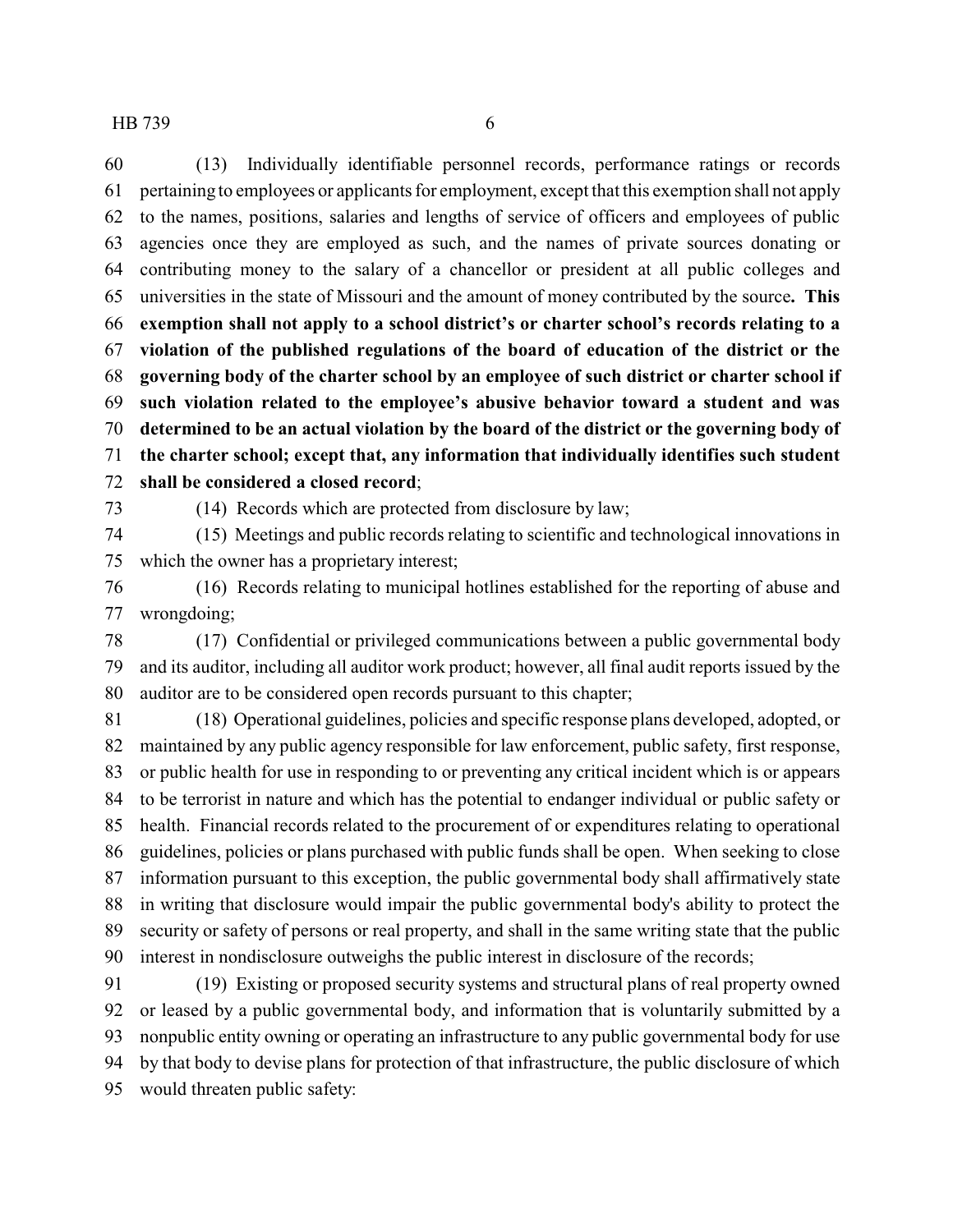(13) Individually identifiable personnel records, performance ratings or records pertaining to employees or applicants for employment, except that this exemption shall not apply to the names, positions, salaries and lengths of service of officers and employees of public agencies once they are employed as such, and the names of private sources donating or contributing money to the salary of a chancellor or president at all public colleges and universities in the state of Missouri and the amount of money contributed by the source**. This exemption shall not apply to a school district's or charter school's records relating to a violation of the published regulations of the board of education of the district or the governing body of the charter school by an employee of such district or charter school if such violation related to the employee's abusive behavior toward a student and was determined to be an actual violation by the board of the district or the governing body of the charter school; except that, any information that individually identifies such student shall be considered a closed record**;

(14) Records which are protected from disclosure by law;

(15) Meetings and public records relating to scientific and technological innovations in which the owner has a proprietary interest;

(16) Records relating to municipal hotlines established for the reporting of abuse and wrongdoing;

(17) Confidential or privileged communications between a public governmental body and its auditor, including all auditor work product; however, all final audit reports issued by the auditor are to be considered open records pursuant to this chapter;

(18) Operational guidelines, policies and specific response plans developed, adopted, or maintained by any public agency responsible for law enforcement, public safety, first response, or public health for use in responding to or preventing any critical incident which is or appears to be terrorist in nature and which has the potential to endanger individual or public safety or health. Financial records related to the procurement of or expenditures relating to operational guidelines, policies or plans purchased with public funds shall be open. When seeking to close information pursuant to this exception, the public governmental body shall affirmatively state in writing that disclosure would impair the public governmental body's ability to protect the security or safety of persons or real property, and shall in the same writing state that the public interest in nondisclosure outweighs the public interest in disclosure of the records;

(19) Existing or proposed security systems and structural plans of real property owned or leased by a public governmental body, and information that is voluntarily submitted by a nonpublic entity owning or operating an infrastructure to any public governmental body for use by that body to devise plans for protection of that infrastructure, the public disclosure of which would threaten public safety: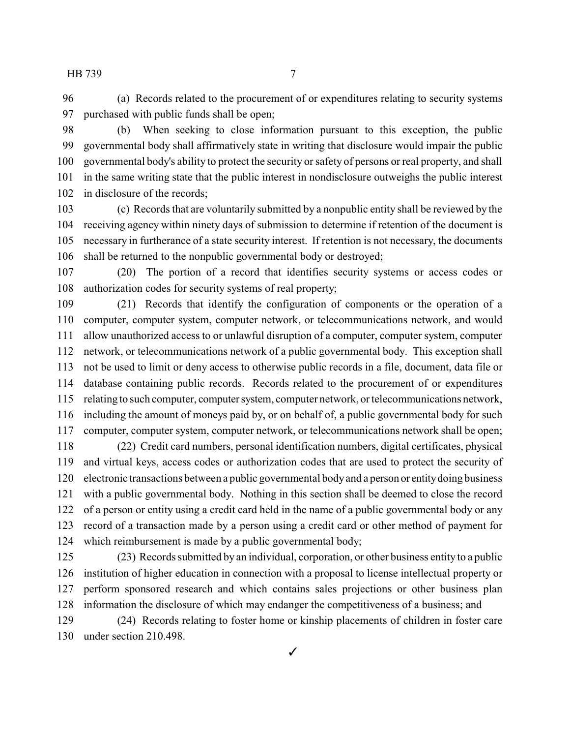(a) Records related to the procurement of or expenditures relating to security systems purchased with public funds shall be open;

(b) When seeking to close information pursuant to this exception, the public governmental body shall affirmatively state in writing that disclosure would impair the public governmental body's ability to protect the security or safety of persons or real property, and shall in the same writing state that the public interest in nondisclosure outweighs the public interest in disclosure of the records;

(c) Records that are voluntarily submitted by a nonpublic entity shall be reviewed by the receiving agency within ninety days of submission to determine if retention of the document is necessary in furtherance of a state security interest. If retention is not necessary, the documents shall be returned to the nonpublic governmental body or destroyed;

(20) The portion of a record that identifies security systems or access codes or authorization codes for security systems of real property;

(21) Records that identify the configuration of components or the operation of a computer, computer system, computer network, or telecommunications network, and would allow unauthorized access to or unlawful disruption of a computer, computer system, computer network, or telecommunications network of a public governmental body. This exception shall not be used to limit or deny access to otherwise public records in a file, document, data file or database containing public records. Records related to the procurement of or expenditures relating to such computer, computer system, computer network, or telecommunications network, including the amount of moneys paid by, or on behalf of, a public governmental body for such computer, computer system, computer network, or telecommunications network shall be open;

(22) Credit card numbers, personal identification numbers, digital certificates, physical and virtual keys, access codes or authorization codes that are used to protect the security of electronic transactions between a public governmental body and a person or entity doing business with a public governmental body. Nothing in this section shall be deemed to close the record of a person or entity using a credit card held in the name of a public governmental body or any record of a transaction made by a person using a credit card or other method of payment for which reimbursement is made by a public governmental body;

(23) Records submitted by an individual, corporation, or other business entity to a public institution of higher education in connection with a proposal to license intellectual property or perform sponsored research and which contains sales projections or other business plan information the disclosure of which may endanger the competitiveness of a business; and

(24) Records relating to foster home or kinship placements of children in foster care under section 210.498.

✓